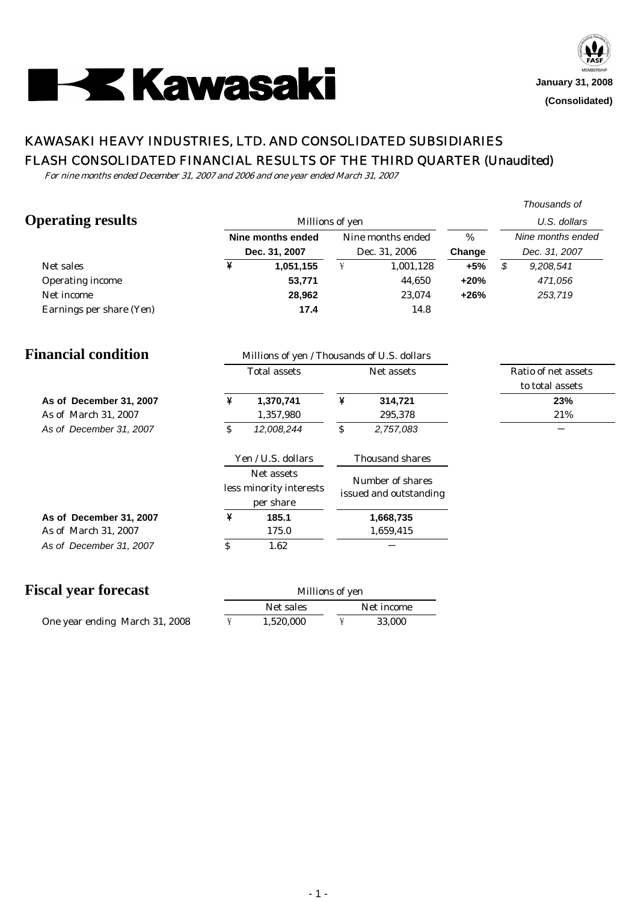Kawasaki

January 31, 2008

**(Consolidated)**

# KAWASAKI HEAVY INDUSTRIES, LTD. AND CONSOLIDATED SUBSIDIARIES

## FLASH CONSOLIDATED FINANCIAL RESULTS OF THE THIRD QUARTER (Unaudited)

*For nine months ended December 31, 2007 and 2006 and one year ended March 31, 2007*

## Operating results

| | Millions of yen | | % | *Thousands of U.S. dollars* |
|---|---|---|---|---|
| | **Nine months ended Dec. 31, 2007** | Nine months ended Dec. 31, 2006 | **Change** | *Nine months ended Dec. 31, 2007* |
| Net sales | ¥ **1,051,155** | ¥ 1,001,128 | **+5%** | *$ 9,208,541* |
| Operating income | **53,771** | 44,650 | **+20%** | *471,056* |
| Net income | **28,962** | 23,074 | **+26%** | *253,719* |
| Earnings per share (Yen) | **17.4** | 14.8 | | |

## Financial condition

| | Millions of yen / Thousands of U.S. dollars | | |
|---|---|---|---|
| | Total assets | Net assets | Ratio of net assets to total assets |
| **As of December 31, 2007** | ¥ **1,370,741** | ¥ **314,721** | **23%** |
| As of March 31, 2007 | 1,357,980 | 295,378 | 21% |
| *As of December 31, 2007* | $ *12,008,244* | $ *2,757,083* | — |

| | Yen / U.S. dollars | Thousand shares |
|---|---|---|
| | Net assets less minority interests per share | Number of shares issued and outstanding |
| **As of December 31, 2007** | ¥ **185.1** | **1,668,735** |
| As of March 31, 2007 | 175.0 | 1,659,415 |
| *As of December 31, 2007* | $ 1.62 | — |

## Fiscal year forecast

| | Millions of yen | |
|---|---|---|
| | Net sales | Net income |
| One year ending March 31, 2008 | ¥ 1,520,000 | ¥ 33,000 |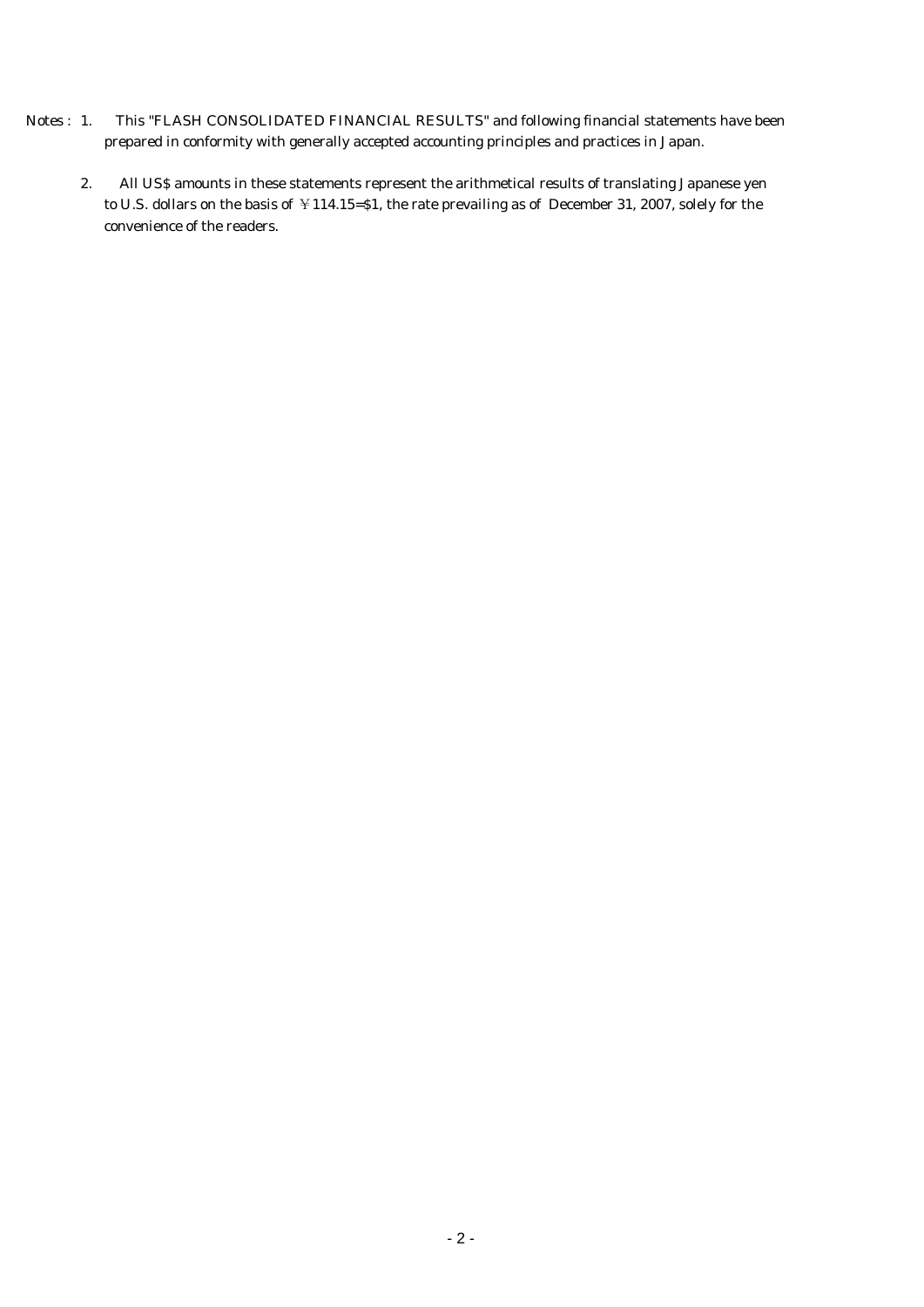Notes : 1. This "FLASH CONSOLIDATED FINANCIAL RESULTS" and following financial statements have been prepared in conformity with generally accepted accounting principles and practices in Japan.

2. All US$ amounts in these statements represent the arithmetical results of translating Japanese yen to U.S. dollars on the basis of ￥114.15=$1, the rate prevailing as of December 31, 2007, solely for the convenience of the readers.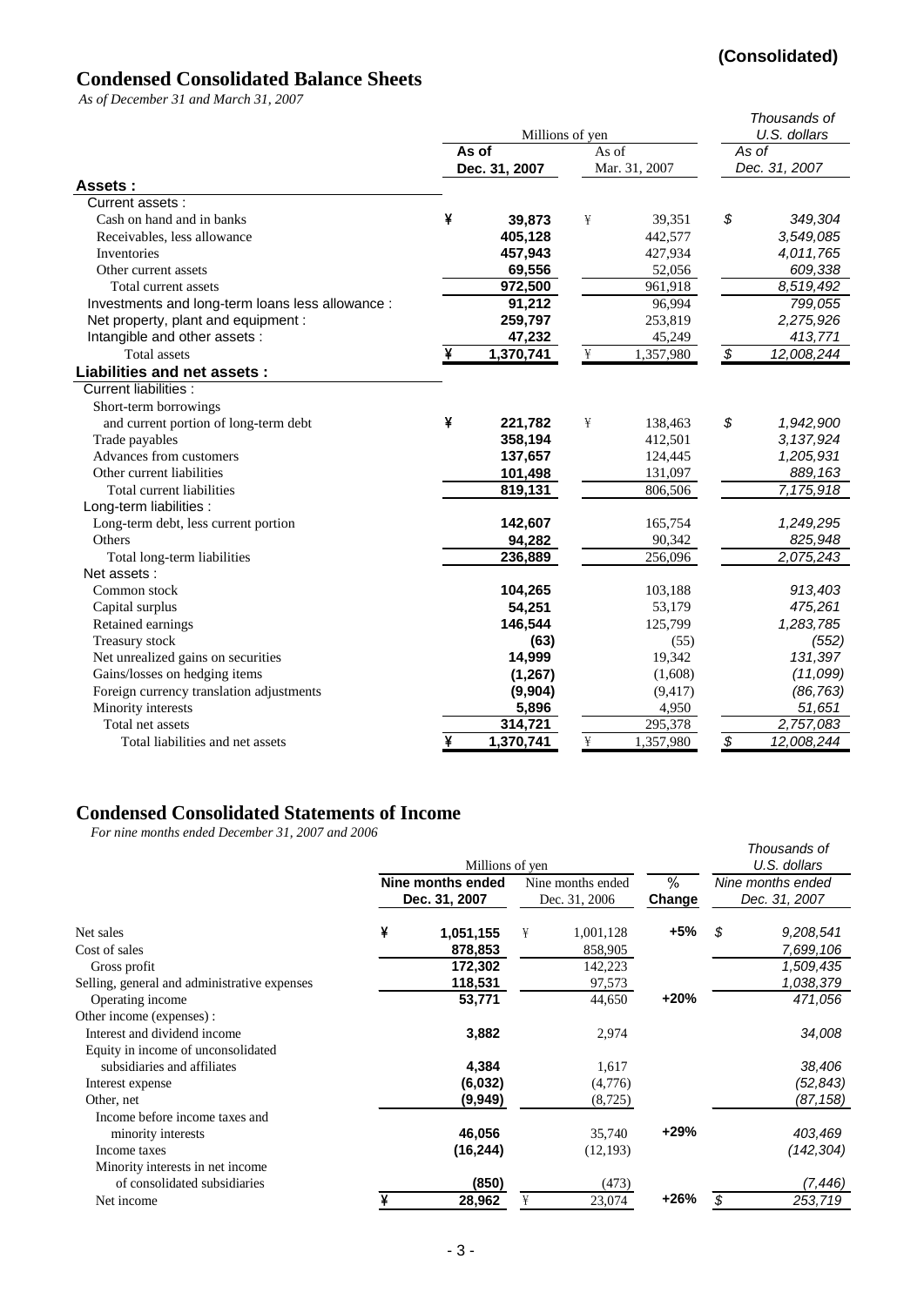**(Consolidated)**

# Condensed Consolidated Balance Sheets

*As of December 31 and March 31, 2007*

| | Millions of yen | | Thousands of U.S. dollars |
|---|---|---|---|
| | **As of Dec. 31, 2007** | As of Mar. 31, 2007 | *As of Dec. 31, 2007* |
| **Assets :** | | | |
| Current assets : | | | |
| Cash on hand and in banks | ¥ **39,873** | ¥ 39,351 | *$ 349,304* |
| Receivables, less allowance | **405,128** | 442,577 | *3,549,085* |
| Inventories | **457,943** | 427,934 | *4,011,765* |
| Other current assets | **69,556** | 52,056 | *609,338* |
| Total current assets | **972,500** | 961,918 | *8,519,492* |
| Investments and long-term loans less allowance : | **91,212** | 96,994 | *799,055* |
| Net property, plant and equipment : | **259,797** | 253,819 | *2,275,926* |
| Intangible and other assets : | **47,232** | 45,249 | *413,771* |
| Total assets | ¥ **1,370,741** | ¥ 1,357,980 | *$ 12,008,244* |
| **Liabilities and net assets :** | | | |
| Current liabilities : | | | |
| Short-term borrowings and current portion of long-term debt | ¥ **221,782** | ¥ 138,463 | *$ 1,942,900* |
| Trade payables | **358,194** | 412,501 | *3,137,924* |
| Advances from customers | **137,657** | 124,445 | *1,205,931* |
| Other current liabilities | **101,498** | 131,097 | *889,163* |
| Total current liabilities | **819,131** | 806,506 | *7,175,918* |
| Long-term liabilities : | | | |
| Long-term debt, less current portion | **142,607** | 165,754 | *1,249,295* |
| Others | **94,282** | 90,342 | *825,948* |
| Total long-term liabilities | **236,889** | 256,096 | *2,075,243* |
| Net assets : | | | |
| Common stock | **104,265** | 103,188 | *913,403* |
| Capital surplus | **54,251** | 53,179 | *475,261* |
| Retained earnings | **146,544** | 125,799 | *1,283,785* |
| Treasury stock | **(63)** | (55) | *(552)* |
| Net unrealized gains on securities | **14,999** | 19,342 | *131,397* |
| Gains/losses on hedging items | **(1,267)** | (1,608) | *(11,099)* |
| Foreign currency translation adjustments | **(9,904)** | (9,417) | *(86,763)* |
| Minority interests | **5,896** | 4,950 | *51,651* |
| Total net assets | **314,721** | 295,378 | *2,757,083* |
| Total liabilities and net assets | ¥ **1,370,741** | ¥ 1,357,980 | *$ 12,008,244* |

# Condensed Consolidated Statements of Income

*For nine months ended December 31, 2007 and 2006*

| | Millions of yen | | | Thousands of U.S. dollars |
|---|---|---|---|---|
| | **Nine months ended Dec. 31, 2007** | Nine months ended Dec. 31, 2006 | **% Change** | *Nine months ended Dec. 31, 2007* |
| Net sales | ¥ **1,051,155** | ¥ 1,001,128 | **+5%** | *$ 9,208,541* |
| Cost of sales | **878,853** | 858,905 | | *7,699,106* |
| Gross profit | **172,302** | 142,223 | | *1,509,435* |
| Selling, general and administrative expenses | **118,531** | 97,573 | | *1,038,379* |
| Operating income | **53,771** | 44,650 | **+20%** | *471,056* |
| Other income (expenses) : | | | | |
| Interest and dividend income | **3,882** | 2,974 | | *34,008* |
| Equity in income of unconsolidated subsidiaries and affiliates | **4,384** | 1,617 | | *38,406* |
| Interest expense | **(6,032)** | (4,776) | | *(52,843)* |
| Other, net | **(9,949)** | (8,725) | | *(87,158)* |
| Income before income taxes and minority interests | **46,056** | 35,740 | **+29%** | *403,469* |
| Income taxes | **(16,244)** | (12,193) | | *(142,304)* |
| Minority interests in net income of consolidated subsidiaries | **(850)** | (473) | | *(7,446)* |
| Net income | ¥ **28,962** | ¥ 23,074 | **+26%** | *$ 253,719* |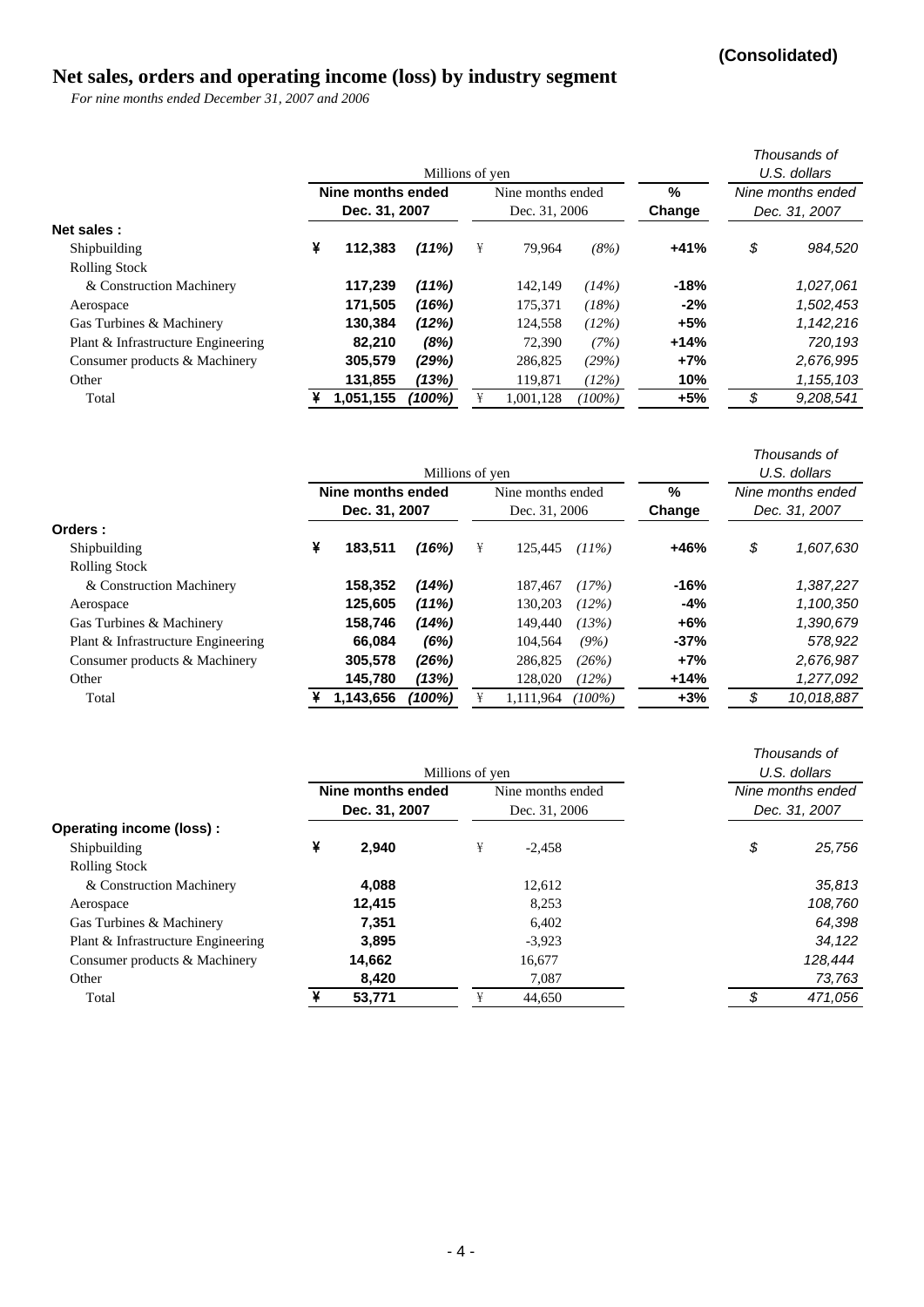**(Consolidated)**

# Net sales, orders and operating income (loss) by industry segment

*For nine months ended December 31, 2007 and 2006*

| | Millions of yen | | | | | | | Thousands of U.S. dollars | |
|---|---|---|---|---|---|---|---|---|---|
| | **Nine months ended Dec. 31, 2007** | | | Nine months ended Dec. 31, 2006 | | | **% Change** | *Nine months ended Dec. 31, 2007* | |
| **Net sales :** | | | | | | | | | |
| Shipbuilding | **¥** | **112,383** | ***(11%)*** | ¥ | 79,964 | *(8%)* | **+41%** | *$* | *984,520* |
| Rolling Stock & Construction Machinery | | **117,239** | ***(11%)*** | | 142,149 | *(14%)* | **-18%** | | *1,027,061* |
| Aerospace | | **171,505** | ***(16%)*** | | 175,371 | *(18%)* | **-2%** | | *1,502,453* |
| Gas Turbines & Machinery | | **130,384** | ***(12%)*** | | 124,558 | *(12%)* | **+5%** | | *1,142,216* |
| Plant & Infrastructure Engineering | | **82,210** | ***(8%)*** | | 72,390 | *(7%)* | **+14%** | | *720,193* |
| Consumer products & Machinery | | **305,579** | ***(29%)*** | | 286,825 | *(29%)* | **+7%** | | *2,676,995* |
| Other | | **131,855** | ***(13%)*** | | 119,871 | *(12%)* | **10%** | | *1,155,103* |
| Total | **¥** | **1,051,155** | ***(100%)*** | ¥ | 1,001,128 | *(100%)* | **+5%** | *$* | *9,208,541* |

| | Millions of yen | | | | | | | Thousands of U.S. dollars | |
|---|---|---|---|---|---|---|---|---|---|
| | **Nine months ended Dec. 31, 2007** | | | Nine months ended Dec. 31, 2006 | | | **% Change** | *Nine months ended Dec. 31, 2007* | |
| **Orders :** | | | | | | | | | |
| Shipbuilding | **¥** | **183,511** | ***(16%)*** | ¥ | 125,445 | *(11%)* | **+46%** | *$* | *1,607,630* |
| Rolling Stock & Construction Machinery | | **158,352** | ***(14%)*** | | 187,467 | *(17%)* | **-16%** | | *1,387,227* |
| Aerospace | | **125,605** | ***(11%)*** | | 130,203 | *(12%)* | **-4%** | | *1,100,350* |
| Gas Turbines & Machinery | | **158,746** | ***(14%)*** | | 149,440 | *(13%)* | **+6%** | | *1,390,679* |
| Plant & Infrastructure Engineering | | **66,084** | ***(6%)*** | | 104,564 | *(9%)* | **-37%** | | *578,922* |
| Consumer products & Machinery | | **305,578** | ***(26%)*** | | 286,825 | *(26%)* | **+7%** | | *2,676,987* |
| Other | | **145,780** | ***(13%)*** | | 128,020 | *(12%)* | **+14%** | | *1,277,092* |
| Total | **¥** | **1,143,656** | ***(100%)*** | ¥ | 1,111,964 | *(100%)* | **+3%** | *$* | *10,018,887* |

| | Millions of yen | | | | Thousands of U.S. dollars | |
|---|---|---|---|---|---|---|
| | **Nine months ended Dec. 31, 2007** | | Nine months ended Dec. 31, 2006 | | *Nine months ended Dec. 31, 2007* | |
| **Operating income (loss) :** | | | | | | |
| Shipbuilding | **¥** | **2,940** | ¥ | -2,458 | *$* | *25,756* |
| Rolling Stock & Construction Machinery | | **4,088** | | 12,612 | | *35,813* |
| Aerospace | | **12,415** | | 8,253 | | *108,760* |
| Gas Turbines & Machinery | | **7,351** | | 6,402 | | *64,398* |
| Plant & Infrastructure Engineering | | **3,895** | | -3,923 | | *34,122* |
| Consumer products & Machinery | | **14,662** | | 16,677 | | *128,444* |
| Other | | **8,420** | | 7,087 | | *73,763* |
| Total | **¥** | **53,771** | ¥ | 44,650 | *$* | *471,056* |